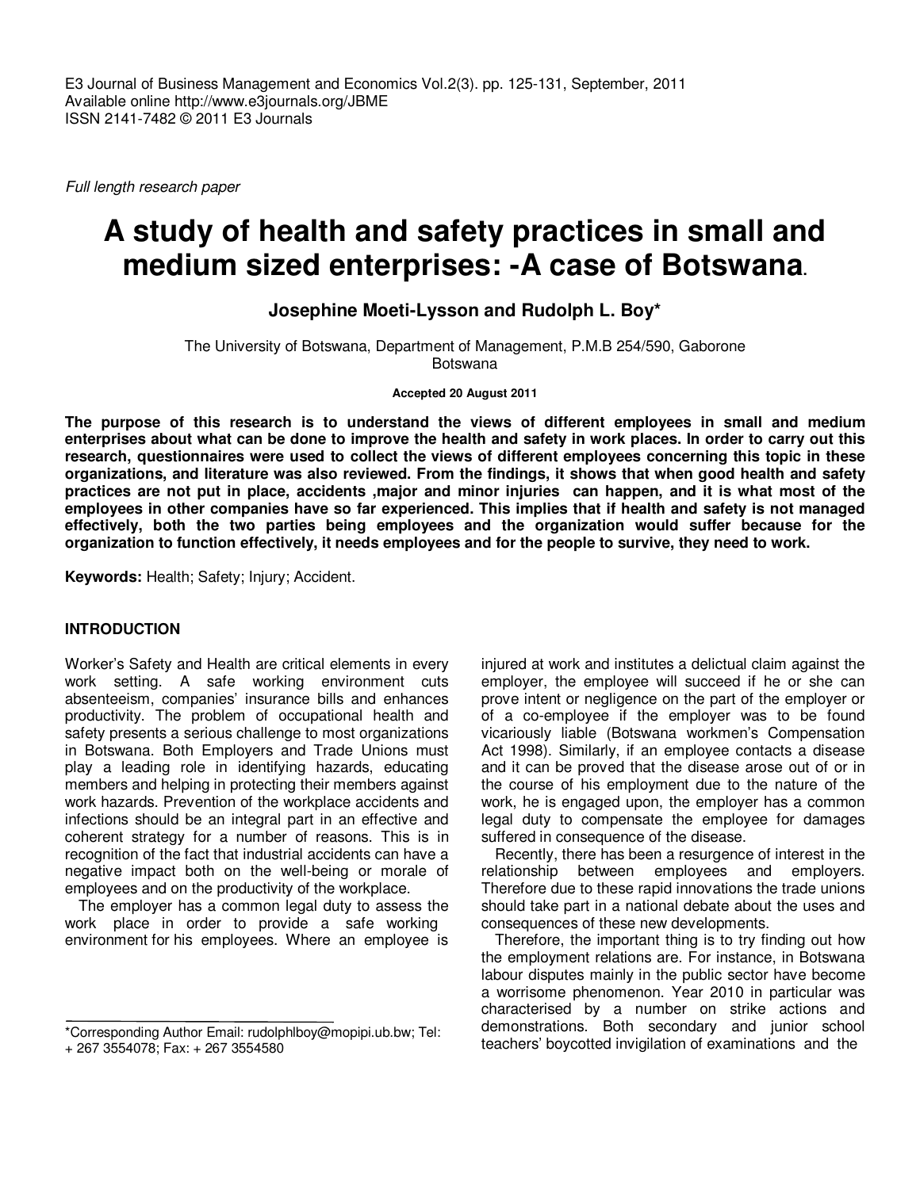*Full length research paper*

# A study of health and safety practices in small and medium sized enterprises: -A case of Botswana.

**Josephine Moeti-Lysson and Rudolph L. Boy***

The University of Botswana, Department of Management, P.M.B 254/590, Gaborone Botswana

**Accepted 20 August 2011**

**The purpose of this research is to understand the views of different employees in small and medium enterprises about what can be done to improve the health and safety in work places. In order to carry out this research, questionnaires were used to collect the views of different employees concerning this topic in these organizations, and literature was also reviewed. From the findings, it shows that when good health and safety practices are not put in place, accidents ,major and minor injuries can happen, and it is what most of the employees in other companies have so far experienced. This implies that if health and safety is not managed effectively, both the two parties being employees and the organization would suffer because for the organization to function effectively, it needs employees and for the people to survive, they need to work.**

**Keywords:** Health; Safety; Injury; Accident.

## INTRODUCTION

Worker's Safety and Health are critical elements in every work setting. A safe working environment cuts absenteeism, companies' insurance bills and enhances productivity. The problem of occupational health and safety presents a serious challenge to most organizations in Botswana. Both Employers and Trade Unions must play a leading role in identifying hazards, educating members and helping in protecting their members against work hazards. Prevention of the workplace accidents and infections should be an integral part in an effective and coherent strategy for a number of reasons. This is in recognition of the fact that industrial accidents can have a negative impact both on the well-being or morale of employees and on the productivity of the workplace.

The employer has a common legal duty to assess the work place in order to provide a safe working environment for his employees. Where an employee is injured at work and institutes a delictual claim against the employer, the employee will succeed if he or she can prove intent or negligence on the part of the employer or of a co-employee if the employer was to be found vicariously liable (Botswana workmen's Compensation Act 1998). Similarly, if an employee contacts a disease and it can be proved that the disease arose out of or in the course of his employment due to the nature of the work, he is engaged upon, the employer has a common legal duty to compensate the employee for damages suffered in consequence of the disease.

Recently, there has been a resurgence of interest in the relationship between employees and employers. Therefore due to these rapid innovations the trade unions should take part in a national debate about the uses and consequences of these new developments.

Therefore, the important thing is to try finding out how the employment relations are. For instance, in Botswana labour disputes mainly in the public sector have become a worrisome phenomenon. Year 2010 in particular was characterised by a number on strike actions and demonstrations. Both secondary and junior school teachers' boycotted invigilation of examinations and the

*Corresponding Author Email: rudolphlboy@mopipi.ub.bw; Tel: + 267 3554078; Fax: + 267 3554580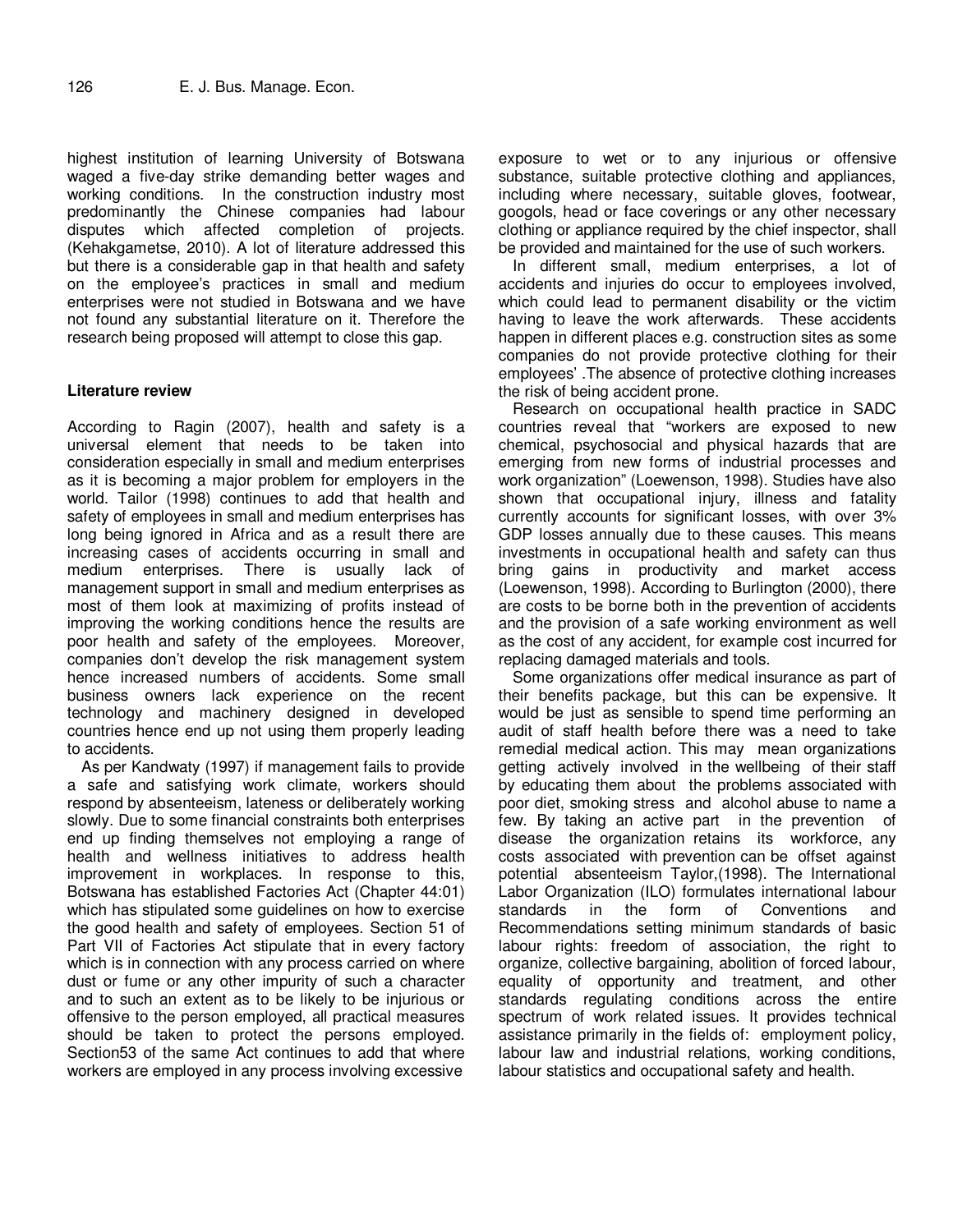highest institution of learning University of Botswana waged a five-day strike demanding better wages and working conditions. In the construction industry most predominantly the Chinese companies had labour disputes which affected completion of projects. (Kehakgametse, 2010). A lot of literature addressed this but there is a considerable gap in that health and safety on the employee's practices in small and medium enterprises were not studied in Botswana and we have not found any substantial literature on it. Therefore the research being proposed will attempt to close this gap.

## Literature review

According to Ragin (2007), health and safety is a universal element that needs to be taken into consideration especially in small and medium enterprises as it is becoming a major problem for employers in the world. Tailor (1998) continues to add that health and safety of employees in small and medium enterprises has long being ignored in Africa and as a result there are increasing cases of accidents occurring in small and medium enterprises. There is usually lack of management support in small and medium enterprises as most of them look at maximizing of profits instead of improving the working conditions hence the results are poor health and safety of the employees. Moreover, companies don't develop the risk management system hence increased numbers of accidents. Some small business owners lack experience on the recent technology and machinery designed in developed countries hence end up not using them properly leading to accidents.

As per Kandwaty (1997) if management fails to provide a safe and satisfying work climate, workers should respond by absenteeism, lateness or deliberately working slowly. Due to some financial constraints both enterprises end up finding themselves not employing a range of health and wellness initiatives to address health improvement in workplaces. In response to this, Botswana has established Factories Act (Chapter 44:01) which has stipulated some guidelines on how to exercise the good health and safety of employees. Section 51 of Part VII of Factories Act stipulate that in every factory which is in connection with any process carried on where dust or fume or any other impurity of such a character and to such an extent as to be likely to be injurious or offensive to the person employed, all practical measures should be taken to protect the persons employed. Section53 of the same Act continues to add that where workers are employed in any process involving excessive exposure to wet or to any injurious or offensive substance, suitable protective clothing and appliances, including where necessary, suitable gloves, footwear, googols, head or face coverings or any other necessary clothing or appliance required by the chief inspector, shall be provided and maintained for the use of such workers.

In different small, medium enterprises, a lot of accidents and injuries do occur to employees involved, which could lead to permanent disability or the victim having to leave the work afterwards. These accidents happen in different places e.g. construction sites as some companies do not provide protective clothing for their employees' .The absence of protective clothing increases the risk of being accident prone.

Research on occupational health practice in SADC countries reveal that "workers are exposed to new chemical, psychosocial and physical hazards that are emerging from new forms of industrial processes and work organization" (Loewenson, 1998). Studies have also shown that occupational injury, illness and fatality currently accounts for significant losses, with over 3% GDP losses annually due to these causes. This means investments in occupational health and safety can thus bring gains in productivity and market access (Loewenson, 1998). According to Burlington (2000), there are costs to be borne both in the prevention of accidents and the provision of a safe working environment as well as the cost of any accident, for example cost incurred for replacing damaged materials and tools.

Some organizations offer medical insurance as part of their benefits package, but this can be expensive. It would be just as sensible to spend time performing an audit of staff health before there was a need to take remedial medical action. This may mean organizations getting actively involved in the wellbeing of their staff by educating them about the problems associated with poor diet, smoking stress and alcohol abuse to name a few. By taking an active part in the prevention of disease the organization retains its workforce, any costs associated with prevention can be offset against potential absenteeism Taylor,(1998). The International Labor Organization (ILO) formulates international labour standards in the form of Conventions and Recommendations setting minimum standards of basic labour rights: freedom of association, the right to organize, collective bargaining, abolition of forced labour, equality of opportunity and treatment, and other standards regulating conditions across the entire spectrum of work related issues. It provides technical assistance primarily in the fields of: employment policy, labour law and industrial relations, working conditions, labour statistics and occupational safety and health.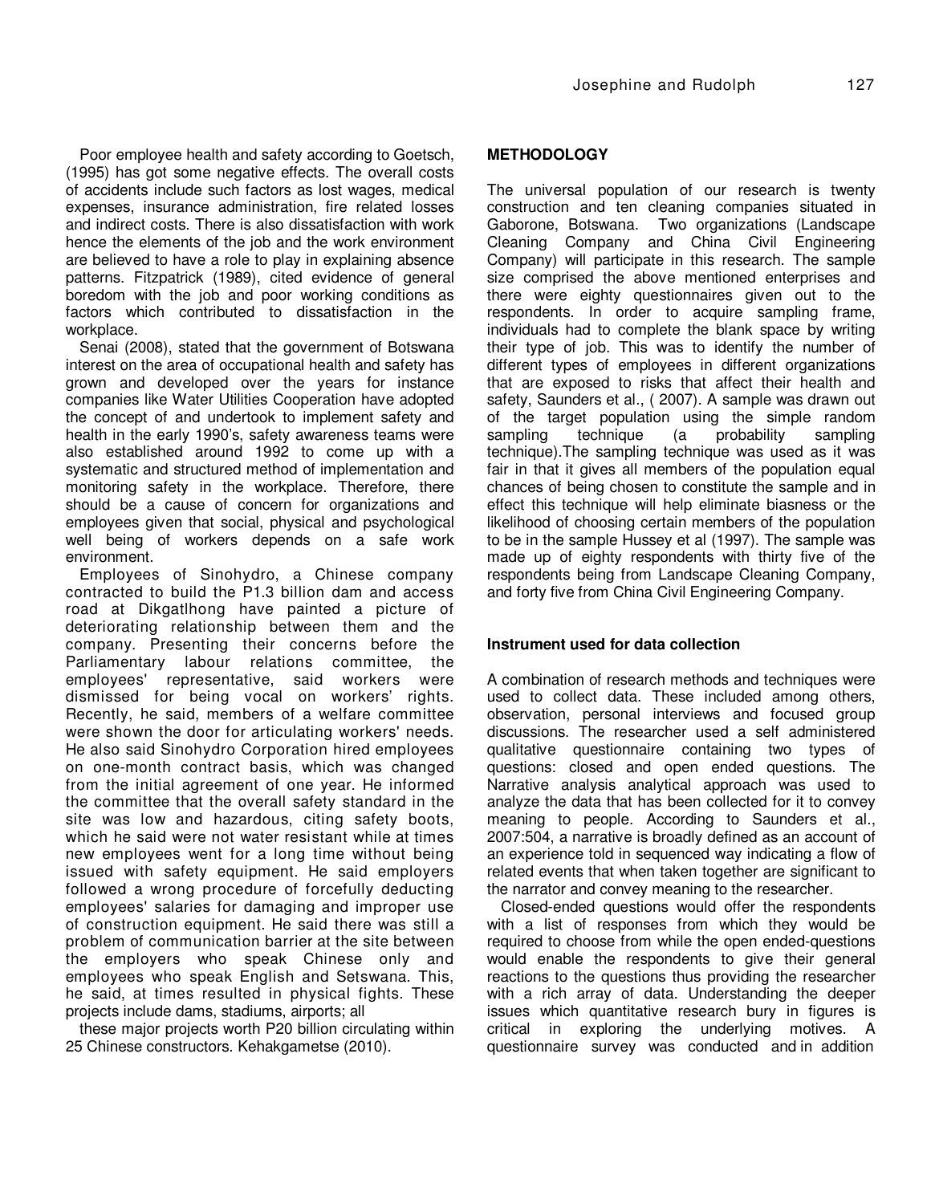Poor employee health and safety according to Goetsch, (1995) has got some negative effects. The overall costs of accidents include such factors as lost wages, medical expenses, insurance administration, fire related losses and indirect costs. There is also dissatisfaction with work hence the elements of the job and the work environment are believed to have a role to play in explaining absence patterns. Fitzpatrick (1989), cited evidence of general boredom with the job and poor working conditions as factors which contributed to dissatisfaction in the workplace.

Senai (2008), stated that the government of Botswana interest on the area of occupational health and safety has grown and developed over the years for instance companies like Water Utilities Cooperation have adopted the concept of and undertook to implement safety and health in the early 1990's, safety awareness teams were also established around 1992 to come up with a systematic and structured method of implementation and monitoring safety in the workplace. Therefore, there should be a cause of concern for organizations and employees given that social, physical and psychological well being of workers depends on a safe work environment.

Employees of Sinohydro, a Chinese company contracted to build the P1.3 billion dam and access road at Dikgatlhong have painted a picture of deteriorating relationship between them and the company. Presenting their concerns before the Parliamentary labour relations committee, the employees' representative, said workers were dismissed for being vocal on workers' rights. Recently, he said, members of a welfare committee were shown the door for articulating workers' needs. He also said Sinohydro Corporation hired employees on one-month contract basis, which was changed from the initial agreement of one year. He informed the committee that the overall safety standard in the site was low and hazardous, citing safety boots, which he said were not water resistant while at times new employees went for a long time without being issued with safety equipment. He said employers followed a wrong procedure of forcefully deducting employees' salaries for damaging and improper use of construction equipment. He said there was still a problem of communication barrier at the site between the employers who speak Chinese only and employees who speak English and Setswana. This, he said, at times resulted in physical fights. These projects include dams, stadiums, airports; all these major projects worth P20 billion circulating within 25 Chinese constructors. Kehakgametse (2010).

## METHODOLOGY

The universal population of our research is twenty construction and ten cleaning companies situated in Gaborone, Botswana. Two organizations (Landscape Cleaning Company and China Civil Engineering Company) will participate in this research. The sample size comprised the above mentioned enterprises and there were eighty questionnaires given out to the respondents. In order to acquire sampling frame, individuals had to complete the blank space by writing their type of job. This was to identify the number of different types of employees in different organizations that are exposed to risks that affect their health and safety, Saunders et al., ( 2007). A sample was drawn out of the target population using the simple random sampling technique (a probability sampling technique).The sampling technique was used as it was fair in that it gives all members of the population equal chances of being chosen to constitute the sample and in effect this technique will help eliminate biasness or the likelihood of choosing certain members of the population to be in the sample Hussey et al (1997). The sample was made up of eighty respondents with thirty five of the respondents being from Landscape Cleaning Company, and forty five from China Civil Engineering Company.

### Instrument used for data collection

A combination of research methods and techniques were used to collect data. These included among others, observation, personal interviews and focused group discussions. The researcher used a self administered qualitative questionnaire containing two types of questions: closed and open ended questions. The Narrative analysis analytical approach was used to analyze the data that has been collected for it to convey meaning to people. According to Saunders et al., 2007:504, a narrative is broadly defined as an account of an experience told in sequenced way indicating a flow of related events that when taken together are significant to the narrator and convey meaning to the researcher.

Closed-ended questions would offer the respondents with a list of responses from which they would be required to choose from while the open ended-questions would enable the respondents to give their general reactions to the questions thus providing the researcher with a rich array of data. Understanding the deeper issues which quantitative research bury in figures is critical in exploring the underlying motives. A questionnaire survey was conducted and in addition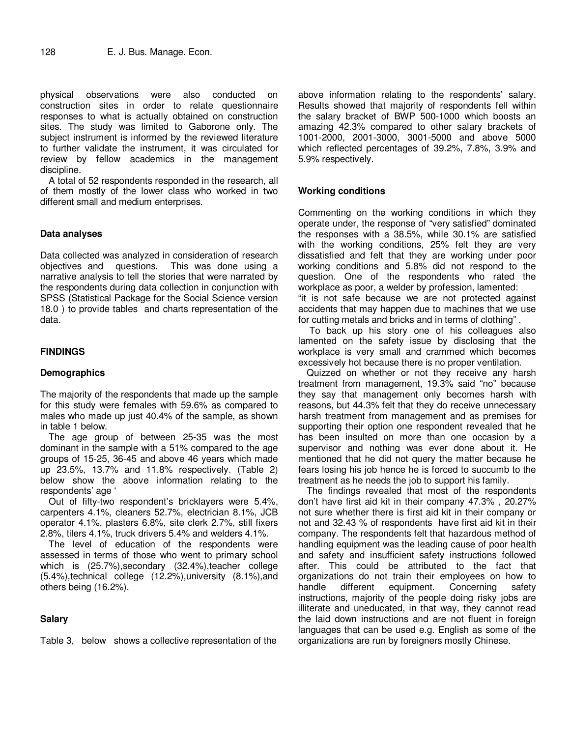physical observations were also conducted on construction sites in order to relate questionnaire responses to what is actually obtained on construction sites. The study was limited to Gaborone only. The subject instrument is informed by the reviewed literature to further validate the instrument, it was circulated for review by fellow academics in the management discipline.

A total of 52 respondents responded in the research, all of them mostly of the lower class who worked in two different small and medium enterprises.

### Data analyses

Data collected was analyzed in consideration of research objectives and questions. This was done using a narrative analysis to tell the stories that were narrated by the respondents during data collection in conjunction with SPSS (Statistical Package for the Social Science version 18.0 ) to provide tables and charts representation of the data.

## FINDINGS

### Demographics

The majority of the respondents that made up the sample for this study were females with 59.6% as compared to males who made up just 40.4% of the sample, as shown in table 1 below.

The age group of between 25-35 was the most dominant in the sample with a 51% compared to the age groups of 15-25, 36-45 and above 46 years which made up 23.5%, 13.7% and 11.8% respectively. (Table 2) below show the above information relating to the respondents' age '

Out of fifty-two respondent's bricklayers were 5.4%, carpenters 4.1%, cleaners 52.7%, electrician 8.1%, JCB operator 4.1%, plasters 6.8%, site clerk 2.7%, still fixers 2.8%, tilers 4.1%, truck drivers 5.4% and welders 4.1%.

The level of education of the respondents were assessed in terms of those who went to primary school which is (25.7%),secondary (32.4%),teacher college (5.4%),technical college (12.2%),university (8.1%),and others being (16.2%).

### Salary

Table 3, below shows a collective representation of the above information relating to the respondents' salary. Results showed that majority of respondents fell within the salary bracket of BWP 500-1000 which boosts an amazing 42.3% compared to other salary brackets of 1001-2000, 2001-3000, 3001-5000 and above 5000 which reflected percentages of 39.2%, 7.8%, 3.9% and 5.9% respectively.

### Working conditions

Commenting on the working conditions in which they operate under, the response of "very satisfied" dominated the responses with a 38.5%, while 30.1% are satisfied with the working conditions, 25% felt they are very dissatisfied and felt that they are working under poor working conditions and 5.8% did not respond to the question. One of the respondents who rated the workplace as poor, a welder by profession, lamented:

"it is not safe because we are not protected against accidents that may happen due to machines that we use for cutting metals and bricks and in terms of clothing" .

To back up his story one of his colleagues also lamented on the safety issue by disclosing that the workplace is very small and crammed which becomes excessively hot because there is no proper ventilation.

Quizzed on whether or not they receive any harsh treatment from management, 19.3% said "no" because they say that management only becomes harsh with reasons, but 44.3% felt that they do receive unnecessary harsh treatment from management and as premises for supporting their option one respondent revealed that he has been insulted on more than one occasion by a supervisor and nothing was ever done about it. He mentioned that he did not query the matter because he fears losing his job hence he is forced to succumb to the treatment as he needs the job to support his family.

The findings revealed that most of the respondents don't have first aid kit in their company 47.3% , 20.27% not sure whether there is first aid kit in their company or not and 32.43 % of respondents have first aid kit in their company. The respondents felt that hazardous method of handling equipment was the leading cause of poor health and safety and insufficient safety instructions followed after. This could be attributed to the fact that organizations do not train their employees on how to handle different equipment. Concerning safety instructions, majority of the people doing risky jobs are illiterate and uneducated, in that way, they cannot read the laid down instructions and are not fluent in foreign languages that can be used e.g. English as some of the organizations are run by foreigners mostly Chinese.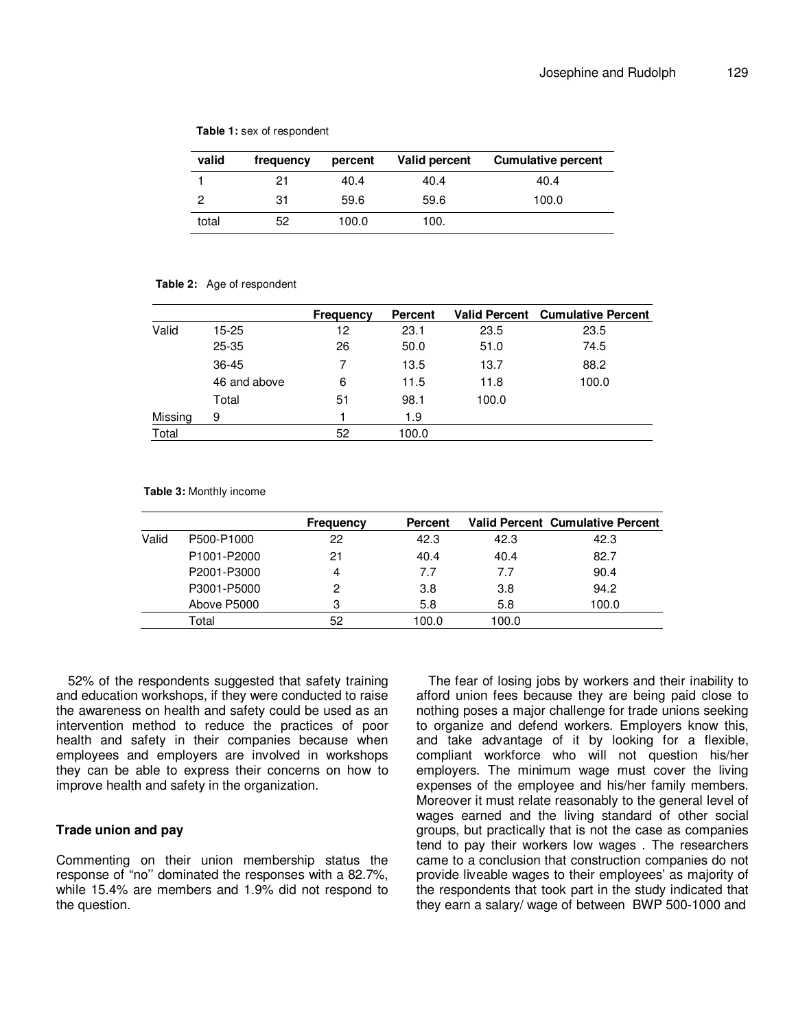**Table 1:** sex of respondent

| valid | frequency | percent | Valid percent | Cumulative percent |
|---|---|---|---|---|
| 1 | 21 | 40.4 | 40.4 | 40.4 |
| 2 | 31 | 59.6 | 59.6 | 100.0 |
| total | 52 | 100.0 | 100. | |

**Table 2:** Age of respondent

| | | Frequency | Percent | Valid Percent | Cumulative Percent |
|---|---|---|---|---|---|
| Valid | 15-25 | 12 | 23.1 | 23.5 | 23.5 |
| | 25-35 | 26 | 50.0 | 51.0 | 74.5 |
| | 36-45 | 7 | 13.5 | 13.7 | 88.2 |
| | 46 and above | 6 | 11.5 | 11.8 | 100.0 |
| | Total | 51 | 98.1 | 100.0 | |
| Missing | 9 | 1 | 1.9 | | |
| Total | | 52 | 100.0 | | |

**Table 3:** Monthly income

| | | Frequency | Percent | Valid Percent | Cumulative Percent |
|---|---|---|---|---|---|
| Valid | P500-P1000 | 22 | 42.3 | 42.3 | 42.3 |
| | P1001-P2000 | 21 | 40.4 | 40.4 | 82.7 |
| | P2001-P3000 | 4 | 7.7 | 7.7 | 90.4 |
| | P3001-P5000 | 2 | 3.8 | 3.8 | 94.2 |
| | Above P5000 | 3 | 5.8 | 5.8 | 100.0 |
| | Total | 52 | 100.0 | 100.0 | |

52% of the respondents suggested that safety training and education workshops, if they were conducted to raise the awareness on health and safety could be used as an intervention method to reduce the practices of poor health and safety in their companies because when employees and employers are involved in workshops they can be able to express their concerns on how to improve health and safety in the organization.

### Trade union and pay

Commenting on their union membership status the response of "no'' dominated the responses with a 82.7%, while 15.4% are members and 1.9% did not respond to the question.

The fear of losing jobs by workers and their inability to afford union fees because they are being paid close to nothing poses a major challenge for trade unions seeking to organize and defend workers. Employers know this, and take advantage of it by looking for a flexible, compliant workforce who will not question his/her employers. The minimum wage must cover the living expenses of the employee and his/her family members. Moreover it must relate reasonably to the general level of wages earned and the living standard of other social groups, but practically that is not the case as companies tend to pay their workers low wages . The researchers came to a conclusion that construction companies do not provide liveable wages to their employees' as majority of the respondents that took part in the study indicated that they earn a salary/ wage of between BWP 500-1000 and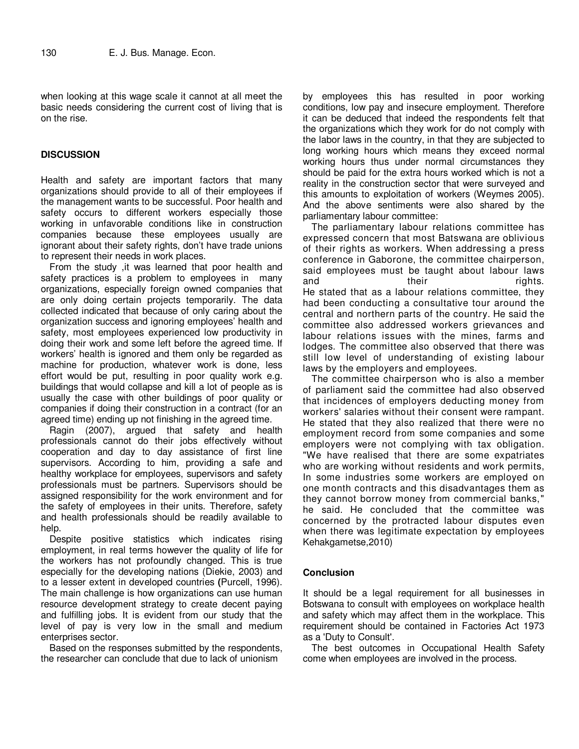when looking at this wage scale it cannot at all meet the basic needs considering the current cost of living that is on the rise.

## DISCUSSION

Health and safety are important factors that many organizations should provide to all of their employees if the management wants to be successful. Poor health and safety occurs to different workers especially those working in unfavorable conditions like in construction companies because these employees usually are ignorant about their safety rights, don't have trade unions to represent their needs in work places.

From the study ,it was learned that poor health and safety practices is a problem to employees in many organizations, especially foreign owned companies that are only doing certain projects temporarily. The data collected indicated that because of only caring about the organization success and ignoring employees' health and safety, most employees experienced low productivity in doing their work and some left before the agreed time. If workers' health is ignored and them only be regarded as machine for production, whatever work is done, less effort would be put, resulting in poor quality work e.g. buildings that would collapse and kill a lot of people as is usually the case with other buildings of poor quality or companies if doing their construction in a contract (for an agreed time) ending up not finishing in the agreed time.

Ragin (2007), argued that safety and health professionals cannot do their jobs effectively without cooperation and day to day assistance of first line supervisors. According to him, providing a safe and healthy workplace for employees, supervisors and safety professionals must be partners. Supervisors should be assigned responsibility for the work environment and for the safety of employees in their units. Therefore, safety and health professionals should be readily available to help.

Despite positive statistics which indicates rising employment, in real terms however the quality of life for the workers has not profoundly changed. This is true especially for the developing nations (Diekie, 2003) and to a lesser extent in developed countries **(**Purcell, 1996). The main challenge is how organizations can use human resource development strategy to create decent paying and fulfilling jobs. It is evident from our study that the level of pay is very low in the small and medium enterprises sector.

Based on the responses submitted by the respondents, the researcher can conclude that due to lack of unionism by employees this has resulted in poor working conditions, low pay and insecure employment. Therefore it can be deduced that indeed the respondents felt that the organizations which they work for do not comply with the labor laws in the country, in that they are subjected to long working hours which means they exceed normal working hours thus under normal circumstances they should be paid for the extra hours worked which is not a reality in the construction sector that were surveyed and this amounts to exploitation of workers (Weymes 2005). And the above sentiments were also shared by the parliamentary labour committee:

The parliamentary labour relations committee has expressed concern that most Batswana are oblivious of their rights as workers. When addressing a press conference in Gaborone, the committee chairperson, said employees must be taught about labour laws and their rights. He stated that as a labour relations committee, they had been conducting a consultative tour around the central and northern parts of the country. He said the committee also addressed workers grievances and labour relations issues with the mines, farms and lodges. The committee also observed that there was still low level of understanding of existing labour laws by the employers and employees.

The committee chairperson who is also a member of parliament said the committee had also observed that incidences of employers deducting money from workers' salaries without their consent were rampant. He stated that they also realized that there were no employment record from some companies and some employers were not complying with tax obligation. "We have realised that there are some expatriates who are working without residents and work permits, In some industries some workers are employed on one month contracts and this disadvantages them as they cannot borrow money from commercial banks," he said. He concluded that the committee was concerned by the protracted labour disputes even when there was legitimate expectation by employees Kehakgametse,2010)

## Conclusion

It should be a legal requirement for all businesses in Botswana to consult with employees on workplace health and safety which may affect them in the workplace. This requirement should be contained in Factories Act 1973 as a 'Duty to Consult'.

The best outcomes in Occupational Health Safety come when employees are involved in the process.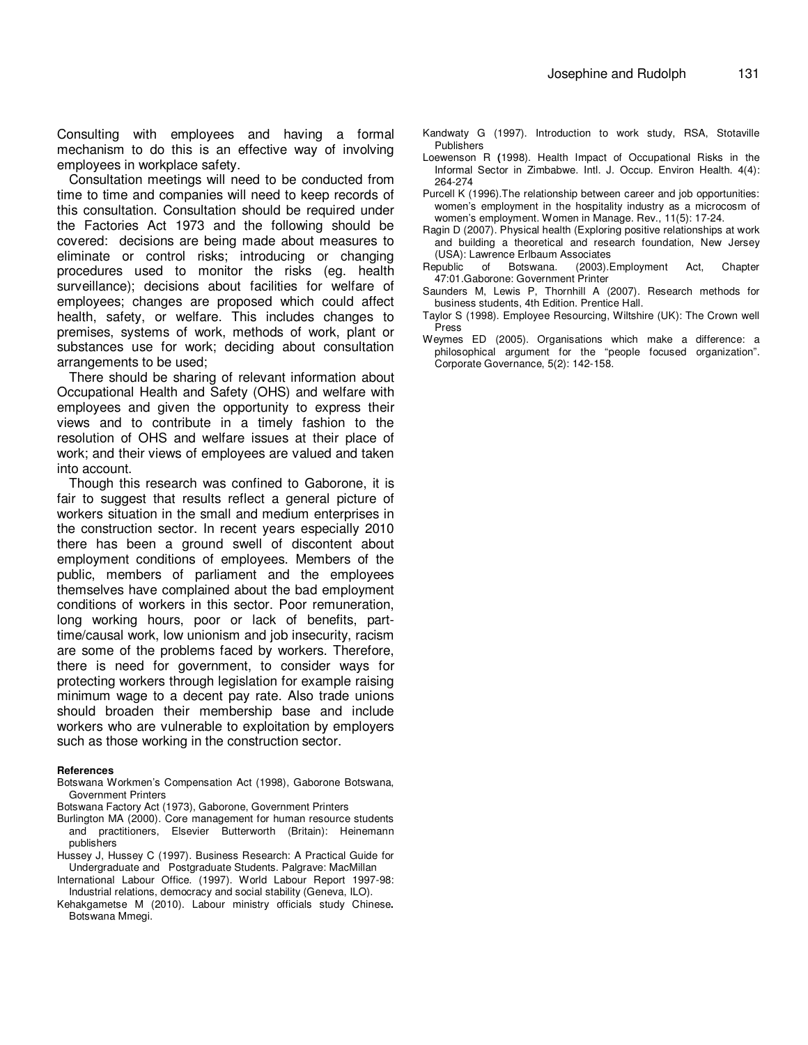Consulting with employees and having a formal mechanism to do this is an effective way of involving employees in workplace safety.

Consultation meetings will need to be conducted from time to time and companies will need to keep records of this consultation. Consultation should be required under the Factories Act 1973 and the following should be covered: decisions are being made about measures to eliminate or control risks; introducing or changing procedures used to monitor the risks (eg. health surveillance); decisions about facilities for welfare of employees; changes are proposed which could affect health, safety, or welfare. This includes changes to premises, systems of work, methods of work, plant or substances use for work; deciding about consultation arrangements to be used;

There should be sharing of relevant information about Occupational Health and Safety (OHS) and welfare with employees and given the opportunity to express their views and to contribute in a timely fashion to the resolution of OHS and welfare issues at their place of work; and their views of employees are valued and taken into account.

Though this research was confined to Gaborone, it is fair to suggest that results reflect a general picture of workers situation in the small and medium enterprises in the construction sector. In recent years especially 2010 there has been a ground swell of discontent about employment conditions of employees. Members of the public, members of parliament and the employees themselves have complained about the bad employment conditions of workers in this sector. Poor remuneration, long working hours, poor or lack of benefits, part-time/causal work, low unionism and job insecurity, racism are some of the problems faced by workers. Therefore, there is need for government, to consider ways for protecting workers through legislation for example raising minimum wage to a decent pay rate. Also trade unions should broaden their membership base and include workers who are vulnerable to exploitation by employers such as those working in the construction sector.

**References**

Botswana Workmen's Compensation Act (1998), Gaborone Botswana, Government Printers

Botswana Factory Act (1973), Gaborone, Government Printers

Burlington MA (2000). Core management for human resource students and practitioners, Elsevier Butterworth (Britain): Heinemann publishers

Hussey J, Hussey C (1997). Business Research: A Practical Guide for Undergraduate and Postgraduate Students. Palgrave: MacMillan

International Labour Office. (1997). World Labour Report 1997-98: Industrial relations, democracy and social stability (Geneva, ILO).

Kehakgametse M (2010). Labour ministry officials study Chinese**.** Botswana Mmegi.

Kandwaty G (1997). Introduction to work study, RSA, Stotaville Publishers

Loewenson R **(**1998). Health Impact of Occupational Risks in the Informal Sector in Zimbabwe. Intl. J. Occup. Environ Health. 4(4): 264-274

Purcell K (1996).The relationship between career and job opportunities: women's employment in the hospitality industry as a microcosm of women's employment. Women in Manage. Rev., 11(5): 17-24.

Ragin D (2007). Physical health (Exploring positive relationships at work and building a theoretical and research foundation, New Jersey (USA): Lawrence Erlbaum Associates

Republic of Botswana. (2003).Employment Act, Chapter 47:01.Gaborone: Government Printer

Saunders M, Lewis P, Thornhill A (2007). Research methods for business students, 4th Edition. Prentice Hall.

Taylor S (1998). Employee Resourcing, Wiltshire (UK): The Crown well Press

Weymes ED (2005). Organisations which make a difference: a philosophical argument for the "people focused organization". Corporate Governance, 5(2): 142-158.